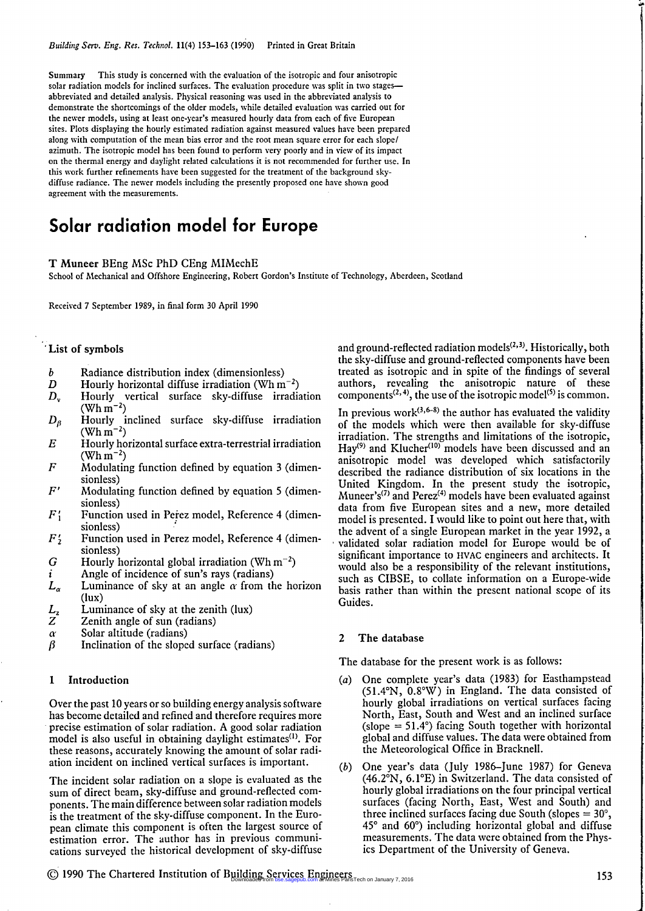Summary This study is concerned with the evaluation of the isotropic and four anisotropic solar radiation models for inclined surfaces. The evaluation procedure was split in two stages—abbreviated and detailed analysis. Physical reasoning was used in the abbreviated analysis to demonstrate the shortcomings of the older models, while detailed evaluation was carried out for the newer models, using at least one-year's measured hourly data from each of five European sites. Plots displaying the hourly estimated radiation against measured values have been prepared along with computation of the mean bias error and the root mean square error for each slope/azimuth. The isotropic model has been found to perform very poorly and in view of its impact on the thermal energy and daylight related calculations it is not recommended for further use. In this work further refinements have been suggested for the treatment of the background sky-diffuse radiance. The newer models including the presently proposed one have shown good agreement with the measurements.

# Solar radiation model for Europe

**T Muneer** BEng MSc PhD CEng MIMechE

School of Mechanical and Offshore Engineering, Robert Gordon's Institute of Technology, Aberdeen, Scotland

Received 7 September 1989, in final form 30 April 1990

## List of symbols

- $b$ Radiance distribution index (dimensionless)
- $D$ Hourly horizontal diffuse irradiation (Wh m$^{-2}$)
- $D_v$ Hourly vertical surface sky-diffuse irradiation (Wh m$^{-2}$)
- $D_\beta$ Hourly inclined surface sky-diffuse irradiation (Wh m$^{-2}$)
- $E$ Hourly horizontal surface extra-terrestrial irradiation (Wh m$^{-2}$)
- $F$ Modulating function defined by equation 3 (dimensionless)
- $F'$ Modulating function defined by equation 5 (dimensionless)
- $F_1'$ Function used in Perez model, Reference 4 (dimensionless)
- $F_2'$ Function used in Perez model, Reference 4 (dimensionless)
- $G$ Hourly horizontal global irradiation (Wh m$^{-2}$)
- $i$ Angle of incidence of sun's rays (radians)
- $L_\alpha$ Luminance of sky at an angle $\alpha$ from the horizon (lux)
- $L_z$ Luminance of sky at the zenith (lux)
- $Z$ Zenith angle of sun (radians)
- $\alpha$ Solar altitude (radians)
- $\beta$ Inclination of the sloped surface (radians)

## 1 Introduction

Over the past 10 years or so building energy analysis software has become detailed and refined and therefore requires more precise estimation of solar radiation. A good solar radiation model is also useful in obtaining daylight estimates[1]. For these reasons, accurately knowing the amount of solar radiation incident on inclined vertical surfaces is important.

The incident solar radiation on a slope is evaluated as the sum of direct beam, sky-diffuse and ground-reflected components. The main difference between solar radiation models is the treatment of the sky-diffuse component. In the European climate this component is often the largest source of estimation error. The author has in previous communications surveyed the historical development of sky-diffuse and ground-reflected radiation models[2,3]. Historically, both the sky-diffuse and ground-reflected components have been treated as isotropic and in spite of the findings of several authors, revealing the anisotropic nature of these components[2,4], the use of the isotropic model[5] is common.

In previous work[3,6-8] the author has evaluated the validity of the models which were then available for sky-diffuse irradiation. The strengths and limitations of the isotropic, Hay[9] and Klucher[10] models have been discussed and an anisotropic model was developed which satisfactorily described the radiance distribution of six locations in the United Kingdom. In the present study the isotropic, Muneer's[7] and Perez[4] models have been evaluated against data from five European sites and a new, more detailed model is presented. I would like to point out here that, with the advent of a single European market in the year 1992, a validated solar radiation model for Europe would be of significant importance to HVAC engineers and architects. It would also be a responsibility of the relevant institutions, such as CIBSE, to collate information on a Europe-wide basis rather than within the present national scope of its Guides.

## 2 The database

The database for the present work is as follows:

(*a*) One complete year's data (1983) for Easthampstead (51.4°N, 0.8°W) in England. The data consisted of hourly global irradiations on vertical surfaces facing North, East, South and West and an inclined surface (slope = 51.4°) facing South together with horizontal global and diffuse values. The data were obtained from the Meteorological Office in Bracknell.

(*b*) One year's data (July 1986–June 1987) for Geneva (46.2°N, 6.1°E) in Switzerland. The data consisted of hourly global irradiations on the four principal vertical surfaces (facing North, East, West and South) and three inclined surfaces facing due South (slopes = 30°, 45° and 60°) including horizontal global and diffuse measurements. The data were obtained from the Physics Department of the University of Geneva.

© 1990 The Chartered Institution of Building Services Engineers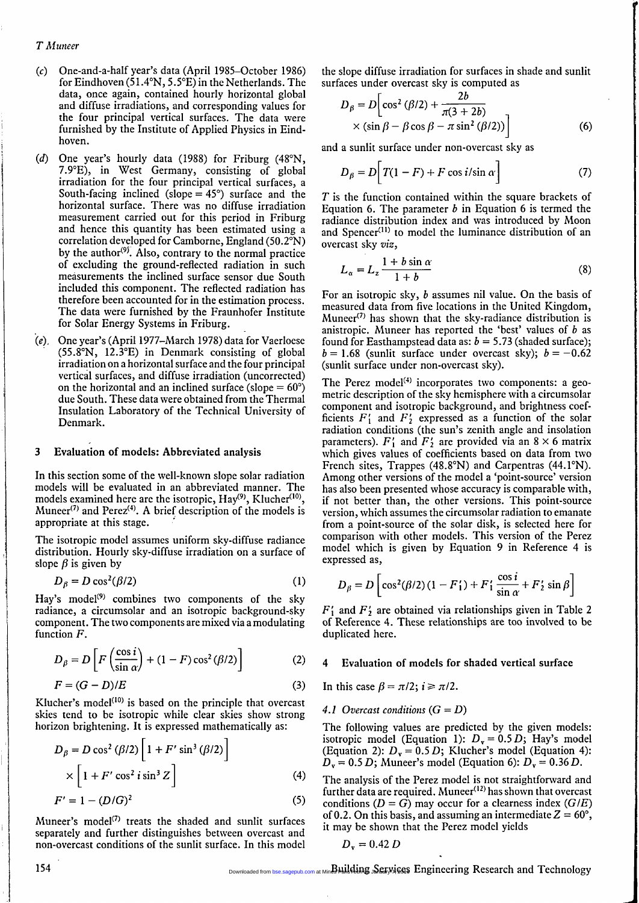(c) One-and-a-half year's data (April 1985–October 1986) for Eindhoven (51.4°N, 5.5°E) in the Netherlands. The data, once again, contained hourly horizontal global and diffuse irradiations, and corresponding values for the four principal vertical surfaces. The data were furnished by the Institute of Applied Physics in Eindhoven.

(d) One year's hourly data (1988) for Friburg (48°N, 7.9°E), in West Germany, consisting of global irradiation for the four principal vertical surfaces, a South-facing inclined (slope = 45°) surface and the horizontal surface. There was no diffuse irradiation measurement carried out for this period in Friburg and hence this quantity has been estimated using a correlation developed for Camborne, England (50.2°N) by the author[9]. Also, contrary to the normal practice of excluding the ground-reflected radiation in such measurements the inclined surface sensor due South included this component. The reflected radiation has therefore been accounted for in the estimation process. The data were furnished by the Fraunhofer Institute for Solar Energy Systems in Friburg.

(e) One year's (April 1977–March 1978) data for Vaerloese (55.8°N, 12.3°E) in Denmark consisting of global irradiation on a horizontal surface and the four principal vertical surfaces, and diffuse irradiation (uncorrected) on the horizontal and an inclined surface (slope = 60°) due South. These data were obtained from the Thermal Insulation Laboratory of the Technical University of Denmark.

## 3 Evaluation of models: Abbreviated analysis

In this section some of the well-known slope solar radiation models will be evaluated in an abbreviated manner. The models examined here are the isotropic, Hay[9], Klucher[10], Muneer[7] and Perez[4]. A brief description of the models is appropriate at this stage.

The isotropic model assumes uniform sky-diffuse radiance distribution. Hourly sky-diffuse irradiation on a surface of slope $\beta$ is given by

$$D_\beta = D\cos^2(\beta/2) \tag{1}$$

Hay's model[9] combines two components of the sky radiance, a circumsolar and an isotropic background-sky component. The two components are mixed via a modulating function $F$.

$$D_\beta = D\left[F\left(\frac{\cos i}{\sin \alpha}\right) + (1-F)\cos^2(\beta/2)\right] \tag{2}$$

$$F = (G-D)/E \tag{3}$$

Klucher's model[10] is based on the principle that overcast skies tend to be isotropic while clear skies show strong horizon brightening. It is expressed mathematically as:

$$D_\beta = D\cos^2(\beta/2)\left[1 + F'\sin^3(\beta/2)\right] \times \left[1 + F'\cos^2 i \sin^3 Z\right] \tag{4}$$

$$F' = 1 - (D/G)^2 \tag{5}$$

Muneer's model[7] treats the shaded and sunlit surfaces separately and further distinguishes between overcast and non-overcast conditions of the sunlit surface. In this model the slope diffuse irradiation for surfaces in shade and sunlit surfaces under overcast sky is computed as

$$D_\beta = D\left[\cos^2(\beta/2) + \frac{2b}{\pi(3+2b)} \times (\sin\beta - \beta\cos\beta - \pi\sin^2(\beta/2))\right] \tag{6}$$

and a sunlit surface under non-overcast sky as

$$D_\beta = D\left[T(1-F) + F\cos i/\sin\alpha\right] \tag{7}$$

$T$ is the function contained within the square brackets of Equation 6. The parameter $b$ in Equation 6 is termed the radiance distribution index and was introduced by Moon and Spencer[11] to model the luminance distribution of an overcast sky *viz*,

$$L_\alpha = L_z\frac{1 + b\sin\alpha}{1+b} \tag{8}$$

For an isotropic sky, $b$ assumes nil value. On the basis of measured data from five locations in the United Kingdom, Muneer[7] has shown that the sky-radiance distribution is anistropic. Muneer has reported the 'best' values of $b$ as found for Easthampstead data as: $b = 5.73$ (shaded surface); $b = 1.68$ (sunlit surface under overcast sky); $b = -0.62$ (sunlit surface under non-overcast sky).

The Perez model[4] incorporates two components: a geometric description of the sky hemisphere with a circumsolar component and isotropic background, and brightness coefficients $F_1'$ and $F_2'$ expressed as a function of the solar radiation conditions (the sun's zenith angle and insolation parameters). $F_1'$ and $F_2'$ are provided via an $8 \times 6$ matrix which gives values of coefficients based on data from two French sites, Trappes (48.8°N) and Carpentras (44.1°N). Among other versions of the model a 'point-source' version has also been presented whose accuracy is comparable with, if not better than, the other versions. This point-source version, which assumes the circumsolar radiation to emanate from a point-source of the solar disk, is selected here for comparison with other models. This version of the Perez model which is given by Equation 9 in Reference 4 is expressed as,

$$D_\beta = D\left[\cos^2(\beta/2)(1 - F_1') + F_1'\frac{\cos i}{\sin\alpha} + F_2'\sin\beta\right]$$

$F_1'$ and $F_2'$ are obtained via relationships given in Table 2 of Reference 4. These relationships are too involved to be duplicated here.

## 4 Evaluation of models for shaded vertical surface

In this case $\beta = \pi/2$; $i \geq \pi/2$.

### 4.1 Overcast conditions ($G = D$)

The following values are predicted by the given models: isotropic model (Equation 1): $D_v = 0.5\,D$; Hay's model (Equation 2): $D_v = 0.5\,D$; Klucher's model (Equation 4): $D_v = 0.5\,D$; Muneer's model (Equation 6): $D_v = 0.36\,D$.

The analysis of the Perez model is not straightforward and further data are required. Muneer[12] has shown that overcast conditions ($D = G$) may occur for a clearness index ($G/E$) of 0.2. On this basis, and assuming an intermediate $Z = 60°$, it may be shown that the Perez model yields

$$D_v = 0.42\,D$$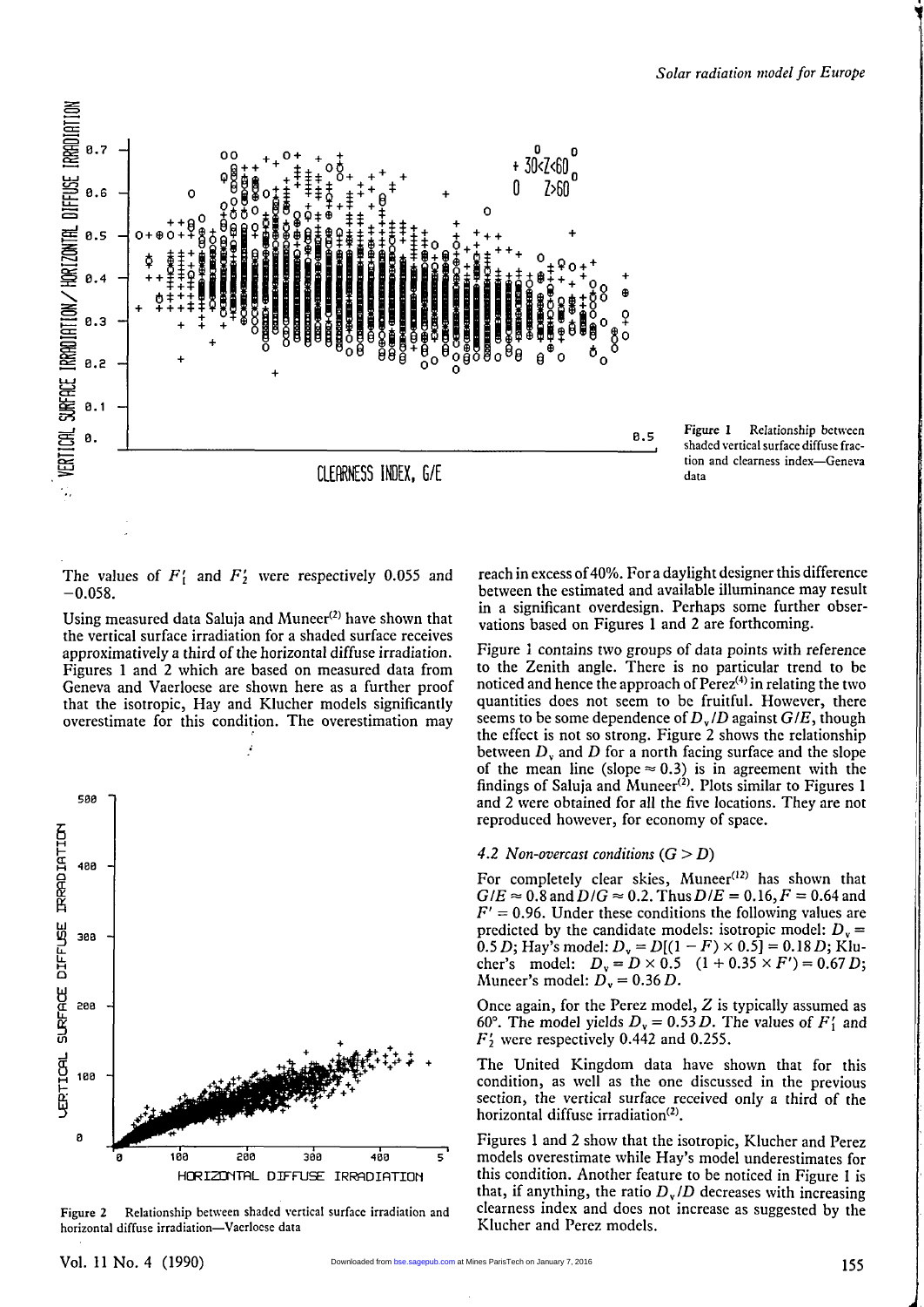Figure 1 Relationship between shaded vertical surface diffuse fraction and clearness index—Geneva data

The values of $F_1'$ and $F_2'$ were respectively 0.055 and −0.058.

Using measured data Saluja and Muneer[2] have shown that the vertical surface irradiation for a shaded surface receives approximately a third of the horizontal diffuse irradiation. Figures 1 and 2 which are based on measured data from Geneva and Vaerloese are shown here as a further proof that the isotropic, Hay and Klucher models significantly overestimate for this condition. The overestimation may reach in excess of 40%. For a daylight designer this difference between the estimated and available illuminance may result in a significant overdesign. Perhaps some further observations based on Figures 1 and 2 are forthcoming.

Figure 2 Relationship between shaded vertical surface irradiation and horizontal diffuse irradiation—Vaerloese data

Figure 1 contains two groups of data points with reference to the Zenith angle. There is no particular trend to be noticed and hence the approach of Perez[4] in relating the two quantities does not seem to be fruitful. However, there seems to be some dependence of $D_v/D$ against $G/E$, though the effect is not so strong. Figure 2 shows the relationship between $D_v$ and $D$ for a north facing surface and the slope of the mean line (slope $\approx 0.3$) is in agreement with the findings of Saluja and Muneer[2]. Plots similar to Figures 1 and 2 were obtained for all the five locations. They are not reproduced however, for economy of space.

### 4.2 Non-overcast conditions ($G > D$)

For completely clear skies, Muneer[12] has shown that $G/E \approx 0.8$ and $D/G \approx 0.2$. Thus $D/E = 0.16, F = 0.64$ and $F' = 0.96$. Under these conditions the following values are predicted by the candidate models: isotropic model: $D_v = 0.5\,D$; Hay's model: $D_v = D[(1 - F) \times 0.5] = 0.18\,D$; Klucher's model: $D_v = D \times 0.5 \quad (1 + 0.35 \times F') = 0.67\,D$; Muneer's model: $D_v = 0.36\,D$.

Once again, for the Perez model, $Z$ is typically assumed as 60°. The model yields $D_v = 0.53\,D$. The values of $F_1'$ and $F_2'$ were respectively 0.442 and 0.255.

The United Kingdom data have shown that for this condition, as well as the one discussed in the previous section, the vertical surface received only a third of the horizontal diffuse irradiation[2].

Figures 1 and 2 show that the isotropic, Klucher and Perez models overestimate while Hay's model underestimates for this condition. Another feature to be noticed in Figure 1 is that, if anything, the ratio $D_v/D$ decreases with increasing clearness index and does not increase as suggested by the Klucher and Perez models.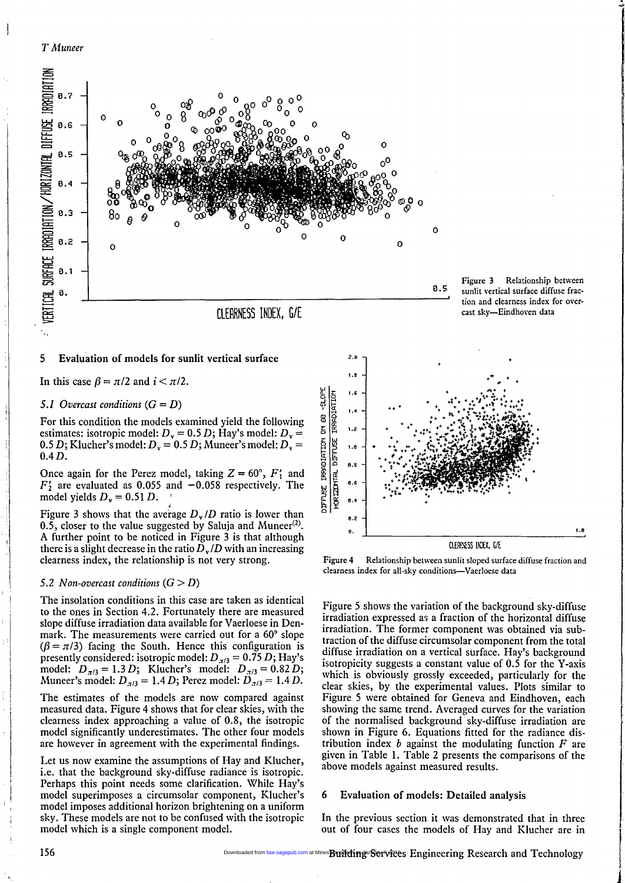Figure 3 Relationship between sunlit vertical surface diffuse fraction and clearness index for overcast sky—Eindhoven data

## 5 Evaluation of models for sunlit vertical surface

In this case $\beta = \pi/2$ and $i < \pi/2$.

### 5.1 Overcast conditions ($G = D$)

For this condition the models examined yield the following estimates: isotropic model: $D_v = 0.5\,D$; Hay's model: $D_v = 0.5\,D$; Klucher's model: $D_v = 0.5\,D$; Muneer's model: $D_v = 0.4\,D$.

Once again for the Perez model, taking $Z = 60°$, $F_1'$ and $F_2'$ are evaluated as 0.055 and $-0.058$ respectively. The model yields $D_v = 0.51\,D$.

Figure 3 shows that the average $D_v/D$ ratio is lower than 0.5, closer to the value suggested by Saluja and Muneer[2]. A further point to be noticed in Figure 3 is that although there is a slight decrease in the ratio $D_v/D$ with an increasing clearness index, the relationship is not very strong.

### 5.2 Non-overcast conditions ($G > D$)

The insolation conditions in this case are taken as identical to the ones in Section 4.2. Fortunately there are measured slope diffuse irradiation data available for Vaerloese in Denmark. The measurements were carried out for a 60° slope ($\beta = \pi/3$) facing the South. Hence this configuration is presently considered: isotropic model: $D_{\pi/3} = 0.75\,D$; Hay's model: $D_{\pi/3} = 1.3\,D$; Klucher's model: $D_{\pi/3} = 0.82\,D$; Muneer's model: $D_{\pi/3} = 1.4\,D$; Perez model: $D_{\pi/3} = 1.4\,D$.

The estimates of the models are now compared against measured data. Figure 4 shows that for clear skies, with the clearness index approaching a value of 0.8, the isotropic model significantly underestimates. The other four models are however in agreement with the experimental findings.

Let us now examine the assumptions of Hay and Klucher, i.e. that the background sky-diffuse radiance is isotropic. Perhaps this point needs some clarification. While Hay's model superimposes a circumsolar component, Klucher's model imposes additional horizon brightening on a uniform sky. These models are not to be confused with the isotropic model which is a single component model.

Figure 4 Relationship between sunlit sloped surface diffuse fraction and clearness index for all-sky conditions—Vaerloese data

Figure 5 shows the variation of the background sky-diffuse irradiation expressed as a fraction of the horizontal diffuse irradiation. The former component was obtained via subtraction of the diffuse circumsolar component from the total diffuse irradiation on a vertical surface. Hay's background isotropicity suggests a constant value of 0.5 for the Y-axis which is obviously grossly exceeded, particularly for the clear skies, by the experimental values. Plots similar to Figure 5 were obtained for Geneva and Eindhoven, each showing the same trend. Averaged curves for the variation of the normalised background sky-diffuse irradiation are shown in Figure 6. Equations fitted for the radiance distribution index $b$ against the modulating function $F$ are given in Table 1. Table 2 presents the comparisons of the above models against measured results.

## 6 Evaluation of models: Detailed analysis

In the previous section it was demonstrated that in three out of four cases the models of Hay and Klucher are in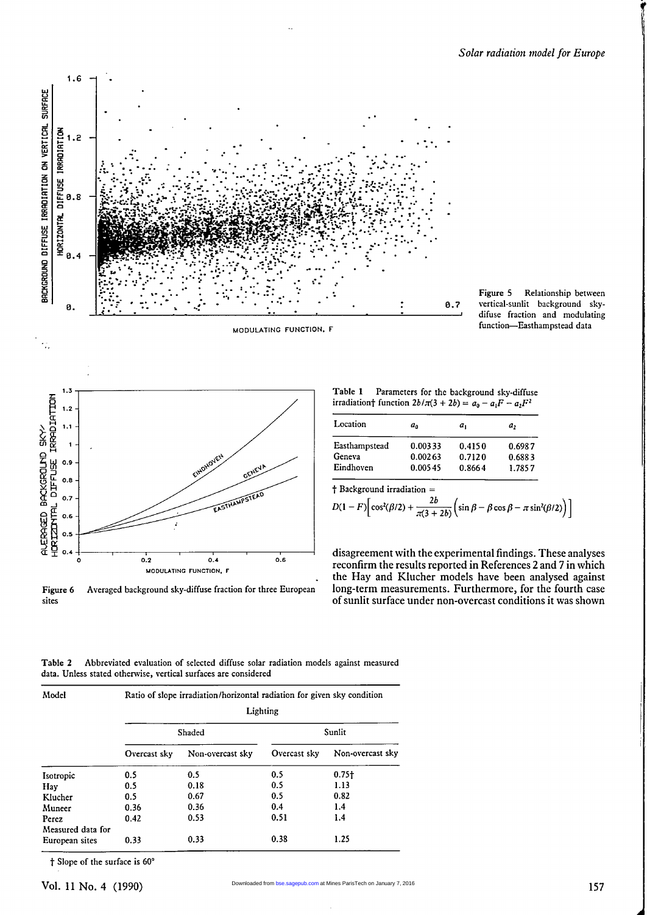Figure 5 Relationship between vertical-sunlit background sky-difuse fraction and modulating function—Easthampstead data

Figure 6 Averaged background sky-diffuse fraction for three European sites

**Table 1** Parameters for the background sky-diffuse irradiation† function $2b/\pi(3 + 2b) = a_0 - a_1F - a_2F^2$

| Location | $a_0$ | $a_1$ | $a_2$ |
|---|---|---|---|
| Easthampstead | 0.00333 | 0.4150 | 0.6987 |
| Geneva | 0.00263 | 0.7120 | 0.6883 |
| Eindhoven | 0.00545 | 0.8664 | 1.7857 |

† Background irradiation =

$$D(1 - F)\left[\cos^2(\beta/2) + \frac{2b}{\pi(3 + 2b)}\left(\sin\beta - \beta\cos\beta - \pi\sin^2(\beta/2)\right)\right]$$

disagreement with the experimental findings. These analyses reconfirm the results reported in References 2 and 7 in which the Hay and Klucher models have been analysed against long-term measurements. Furthermore, for the fourth case of sunlit surface under non-overcast conditions it was shown

**Table 2** Abbreviated evaluation of selected diffuse solar radiation models against measured data. Unless stated otherwise, vertical surfaces are considered

| Model | Ratio of slope irradiation/horizontal radiation for given sky condition | | | |
|---|---|---|---|---|
| | Lighting | | | |
| | Shaded | | Sunlit | |
| | Overcast sky | Non-overcast sky | Overcast sky | Non-overcast sky |
| Isotropic | 0.5 | 0.5 | 0.5 | 0.75† |
| Hay | 0.5 | 0.18 | 0.5 | 1.13 |
| Klucher | 0.5 | 0.67 | 0.5 | 0.82 |
| Muneer | 0.36 | 0.36 | 0.4 | 1.4 |
| Perez | 0.42 | 0.53 | 0.51 | 1.4 |
| Measured data for European sites | 0.33 | 0.33 | 0.38 | 1.25 |

† Slope of the surface is 60°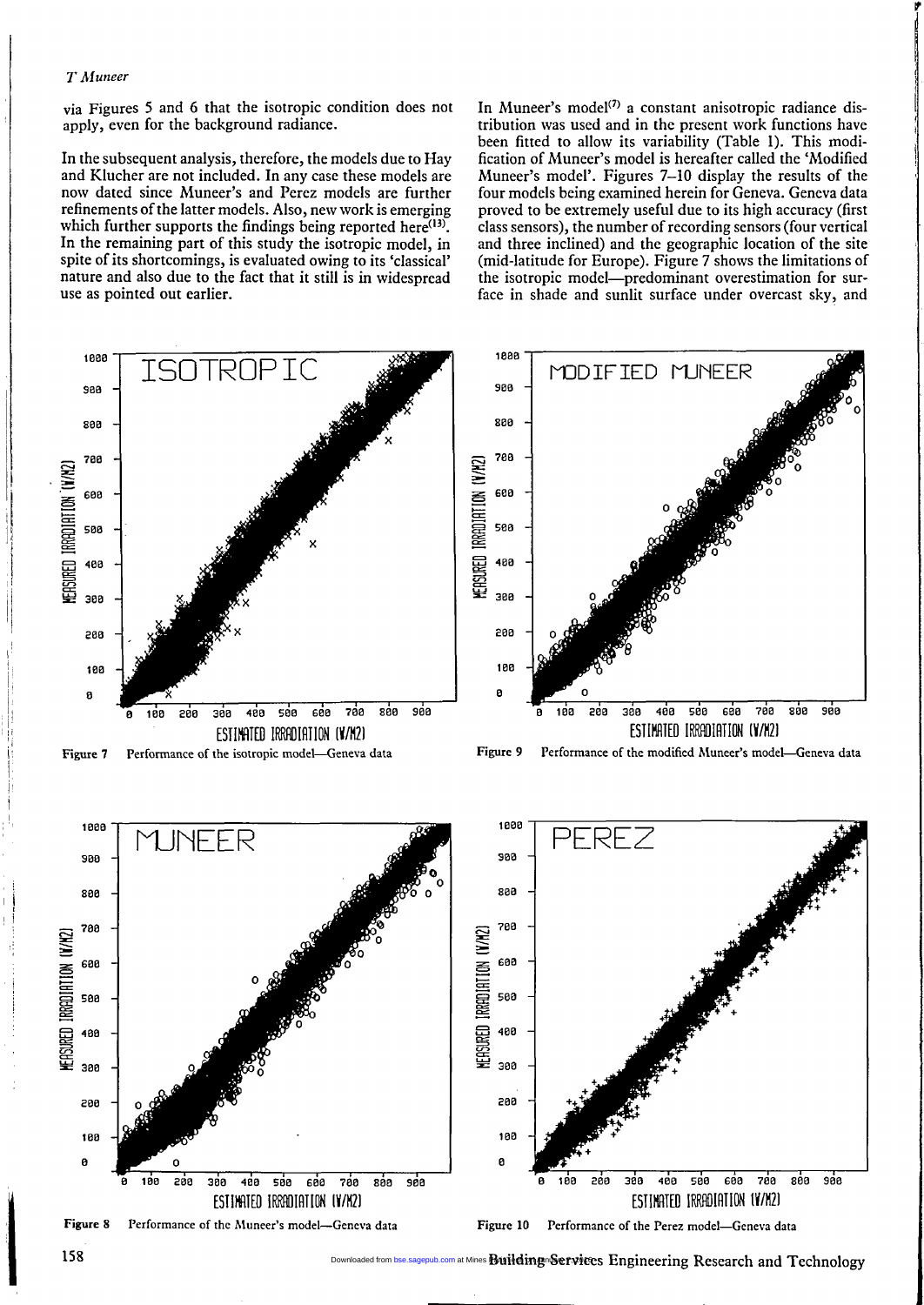via Figures 5 and 6 that the isotropic condition does not apply, even for the background radiance.

In the subsequent analysis, therefore, the models due to Hay and Klucher are not included. In any case these models are now dated since Muneer's and Perez models are further refinements of the latter models. Also, new work is emerging which further supports the findings being reported here[13]. In the remaining part of this study the isotropic model, in spite of its shortcomings, is evaluated owing to its 'classical' nature and also due to the fact that it still is in widespread use as pointed out earlier.

In Muneer's model[7] a constant anisotropic radiance distribution was used and in the present work functions have been fitted to allow its variability (Table 1). This modification of Muneer's model is hereafter called the 'Modified Muneer's model'. Figures 7–10 display the results of the four models being examined herein for Geneva. Geneva data proved to be extremely useful due to its high accuracy (first class sensors), the number of recording sensors (four vertical and three inclined) and the geographic location of the site (mid-latitude for Europe). Figure 7 shows the limitations of the isotropic model—predominant overestimation for surface in shade and sunlit surface under overcast sky, and

**Figure 7** Performance of the isotropic model—Geneva data

**Figure 9** Performance of the modified Muneer's model—Geneva data

**Figure 8** Performance of the Muneer's model—Geneva data

**Figure 10** Performance of the Perez model—Geneva data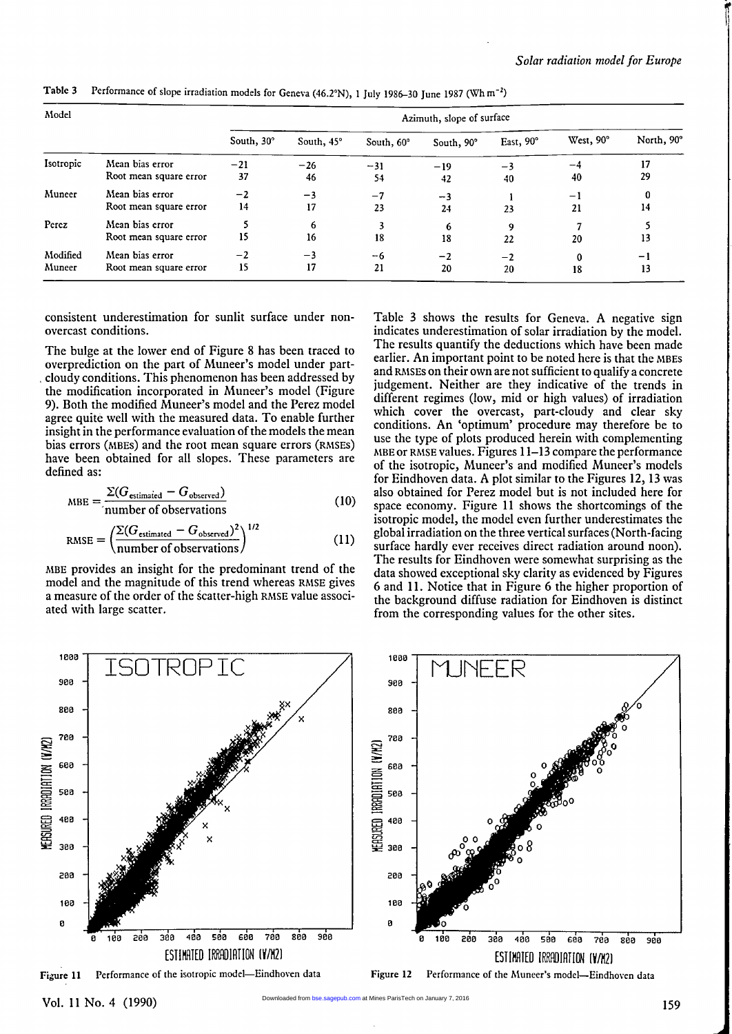Table 3 Performance of slope irradiation models for Geneva (46.2°N), 1 July 1986–30 June 1987 (Wh m$^{-2}$)

| Model | | Azimuth, slope of surface | | | | | | |
|---|---|---|---|---|---|---|---|---|
| | | South, 30° | South, 45° | South, 60° | South, 90° | East, 90° | West, 90° | North, 90° |
| Isotropic | Mean bias error | −21 | −26 | −31 | −19 | −3 | −4 | 17 |
| | Root mean square error | 37 | 46 | 54 | 42 | 40 | 40 | 29 |
| Muneer | Mean bias error | −2 | −3 | −7 | −3 | 1 | −1 | 0 |
| | Root mean square error | 14 | 17 | 23 | 24 | 23 | 21 | 14 |
| Perez | Mean bias error | 5 | 6 | 3 | 6 | 9 | 7 | 5 |
| | Root mean square error | 15 | 16 | 18 | 18 | 22 | 20 | 13 |
| Modified Muneer | Mean bias error | −2 | −3 | −6 | −2 | −2 | 0 | −1 |
| | Root mean square error | 15 | 17 | 21 | 20 | 20 | 18 | 13 |

consistent underestimation for sunlit surface under non-overcast conditions.

The bulge at the lower end of Figure 8 has been traced to overprediction on the part of Muneer's model under part-cloudy conditions. This phenomenon has been addressed by the modification incorporated in Muneer's model (Figure 9). Both the modified Muneer's model and the Perez model agree quite well with the measured data. To enable further insight in the performance evaluation of the models the mean bias errors (MBEs) and the root mean square errors (RMSEs) have been obtained for all slopes. These parameters are defined as:

$$\text{MBE} = \frac{\Sigma(G_{\text{estimated}} - G_{\text{observed}})}{\text{number of observations}} \tag{10}$$

$$\text{RMSE} = \left(\frac{\Sigma(G_{\text{estimated}} - G_{\text{observed}})^2}{\text{number of observations}}\right)^{1/2} \tag{11}$$

MBE provides an insight for the predominant trend of the model and the magnitude of this trend whereas RMSE gives a measure of the order of the scatter-high RMSE value associated with large scatter.

Table 3 shows the results for Geneva. A negative sign indicates underestimation of solar irradiation by the model. The results quantify the deductions which have been made earlier. An important point to be noted here is that the MBES and RMSEs on their own are not sufficient to qualify a concrete judgement. Neither are they indicative of the trends in different regimes (low, mid or high values) of irradiation which cover the overcast, part-cloudy and clear sky conditions. An 'optimum' procedure may therefore be to use the type of plots produced herein with complementing MBE or RMSE values. Figures 11–13 compare the performance of the isotropic, Muneer's and modified Muneer's models for Eindhoven data. A plot similar to the Figures 12, 13 was also obtained for Perez model but is not included here for space economy. Figure 11 shows the shortcomings of the isotropic model, the model even further underestimates the global irradiation on the three vertical surfaces (North-facing surface hardly ever receives direct radiation around noon). The results for Eindhoven were somewhat surprising as the data showed exceptional sky clarity as evidenced by Figures 6 and 11. Notice that in Figure 6 the higher proportion of the background diffuse radiation for Eindhoven is distinct from the corresponding values for the other sites.

Figure 11 Performance of the isotropic model—Eindhoven data

Figure 12 Performance of the Muneer's model—Eindhoven data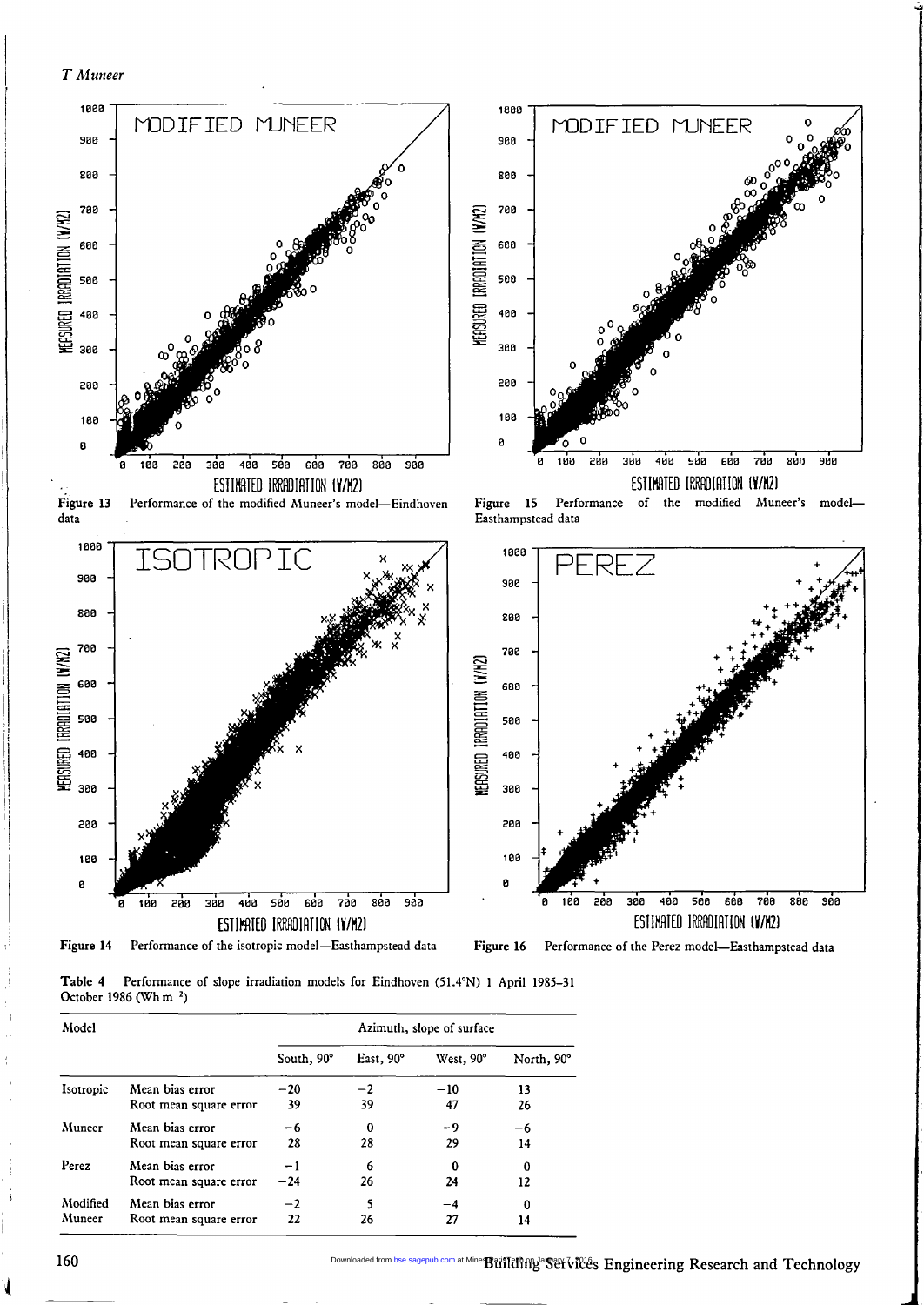Figure 13 Performance of the modified Muneer's model—Eindhoven data

Figure 15 Performance of the modified Muneer's model—Easthampstead data

Figure 14 Performance of the isotropic model—Easthampstead data

Figure 16 Performance of the Perez model—Easthampstead data

Table 4 Performance of slope irradiation models for Eindhoven (51.4°N) 1 April 1985–31 October 1986 (Wh m$^{-2}$)

| Model | | Azimuth, slope of surface | | | |
|---|---|---|---|---|---|
| | | South, 90° | East, 90° | West, 90° | North, 90° |
| Isotropic | Mean bias error | −20 | −2 | −10 | 13 |
| | Root mean square error | 39 | 39 | 47 | 26 |
| Muneer | Mean bias error | −6 | 0 | −9 | −6 |
| | Root mean square error | 28 | 28 | 29 | 14 |
| Perez | Mean bias error | −1 | 6 | 0 | 0 |
| | Root mean square error | −24 | 26 | 24 | 12 |
| Modified Muneer | Mean bias error | −2 | 5 | −4 | 0 |
| | Root mean square error | 22 | 26 | 27 | 14 |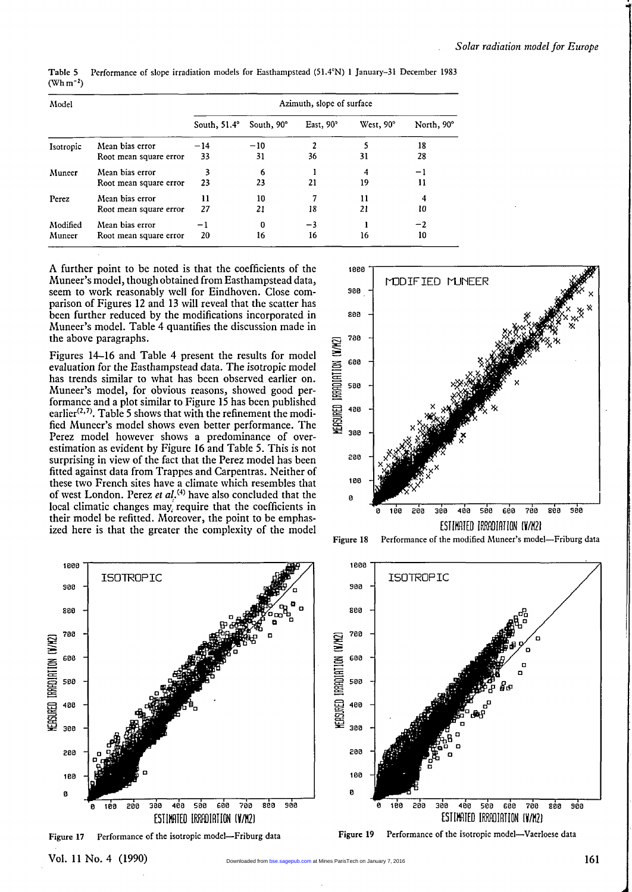Table 5 Performance of slope irradiation models for Easthampstead (51.4°N) 1 January–31 December 1983 (Wh m$^{-2}$)

| Model | | Azimuth, slope of surface | | | | |
|---|---|---|---|---|---|---|
| | | South, 51.4° | South, 90° | East, 90° | West, 90° | North, 90° |
| Isotropic | Mean bias error | −14 | −10 | 2 | 5 | 18 |
| | Root mean square error | 33 | 31 | 36 | 31 | 28 |
| Muneer | Mean bias error | 3 | 6 | 1 | 4 | −1 |
| | Root mean square error | 23 | 23 | 21 | 19 | 11 |
| Perez | Mean bias error | 11 | 10 | 7 | 11 | 4 |
| | Root mean square error | 27 | 21 | 18 | 21 | 10 |
| Modified Muneer | Mean bias error | −1 | 0 | −3 | 1 | −2 |
| | Root mean square error | 20 | 16 | 16 | 16 | 10 |

A further point to be noted is that the coefficients of the Muneer's model, though obtained from Easthampstead data, seem to work reasonably well for Eindhoven. Close comparison of Figures 12 and 13 will reveal that the scatter has been further reduced by the modifications incorporated in Muneer's model. Table 4 quantifies the discussion made in the above paragraphs.

Figures 14–16 and Table 4 present the results for model evaluation for the Easthampstead data. The isotropic model has trends similar to what has been observed earlier on. Muneer's model, for obvious reasons, showed good performance and a plot similar to Figure 15 has been published earlier[2,7]. Table 5 shows that with the refinement the modified Muneer's model shows even better performance. The Perez model however shows a predominance of overestimation as evident by Figure 16 and Table 5. This is not surprising in view of the fact that the Perez model has been fitted against data from Trappes and Carpentras. Neither of these two French sites have a climate which resembles that of west London. Perez *et al.*[4] have also concluded that the local climatic changes may require that the coefficients in their model be refitted. Moreover, the point to be emphasized here is that the greater the complexity of the model

Figure 18 Performance of the modified Muneer's model—Friburg data

Figure 17 Performance of the isotropic model—Friburg data

Figure 19 Performance of the isotropic model—Vaerloese data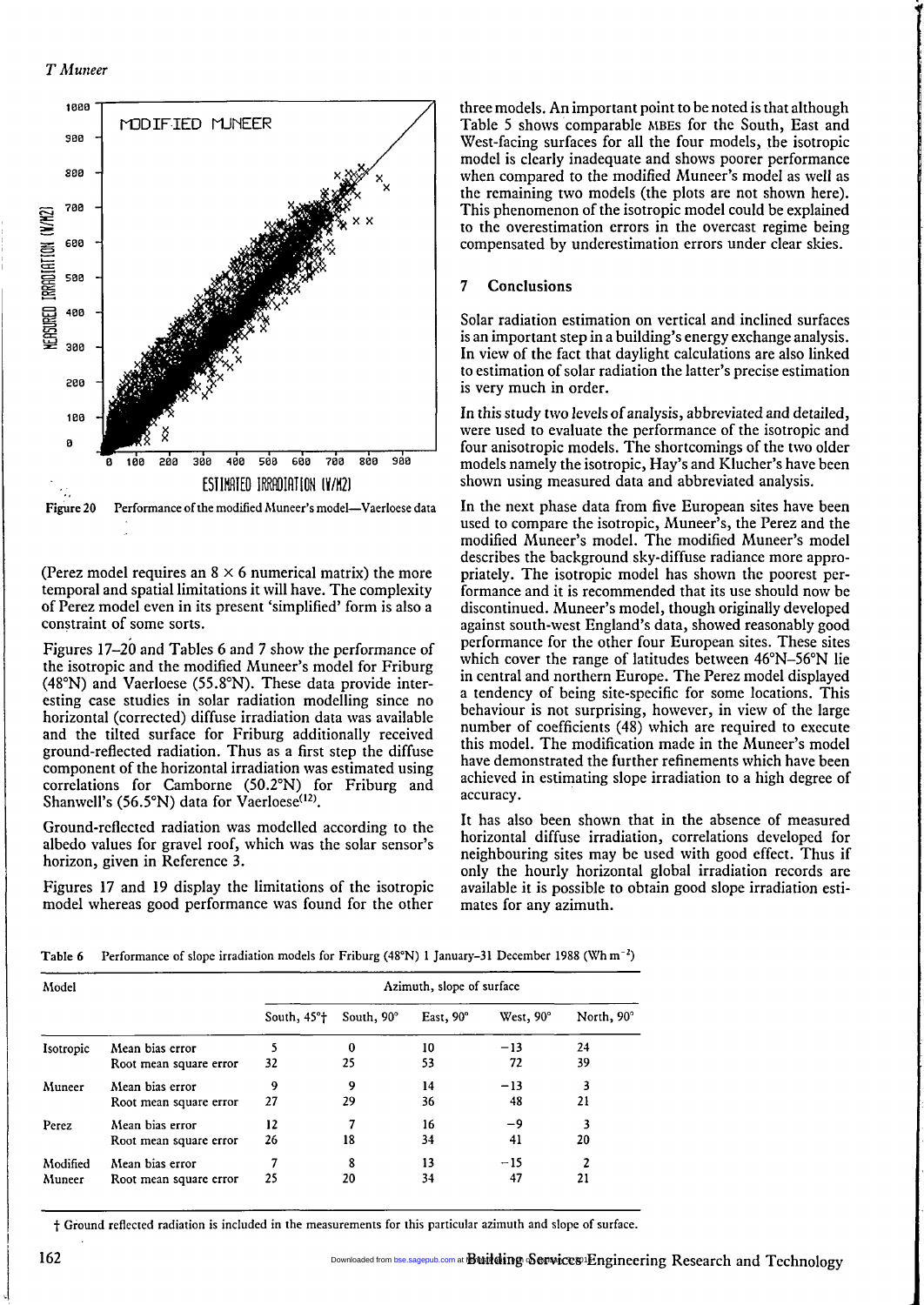Figure 20 Performance of the modified Muneer's model—Vaerloese data

(Perez model requires an $8 \times 6$ numerical matrix) the more temporal and spatial limitations it will have. The complexity of Perez model even in its present 'simplified' form is also a constraint of some sorts.

Figures 17–20 and Tables 6 and 7 show the performance of the isotropic and the modified Muneer's model for Friburg (48°N) and Vaerloese (55.8°N). These data provide interesting case studies in solar radiation modelling since no horizontal (corrected) diffuse irradiation data was available and the tilted surface for Friburg additionally received ground-reflected radiation. Thus as a first step the diffuse component of the horizontal irradiation was estimated using correlations for Camborne (50.2°N) for Friburg and Shanwell's (56.5°N) data for Vaerloese[12].

Ground-reflected radiation was modelled according to the albedo values for gravel roof, which was the solar sensor's horizon, given in Reference 3.

Figures 17 and 19 display the limitations of the isotropic model whereas good performance was found for the other three models. An important point to be noted is that although Table 5 shows comparable MBEs for the South, East and West-facing surfaces for all the four models, the isotropic model is clearly inadequate and shows poorer performance when compared to the modified Muneer's model as well as the remaining two models (the plots are not shown here). This phenomenon of the isotropic model could be explained to the overestimation errors in the overcast regime being compensated by underestimation errors under clear skies.

## 7 Conclusions

Solar radiation estimation on vertical and inclined surfaces is an important step in a building's energy exchange analysis. In view of the fact that daylight calculations are also linked to estimation of solar radiation the latter's precise estimation is very much in order.

In this study two levels of analysis, abbreviated and detailed, were used to evaluate the performance of the isotropic and four anisotropic models. The shortcomings of the two older models namely the isotropic, Hay's and Klucher's have been shown using measured data and abbreviated analysis.

In the next phase data from five European sites have been used to compare the isotropic, Muneer's, the Perez and the modified Muneer's model. The modified Muneer's model describes the background sky-diffuse radiance more appropriately. The isotropic model has shown the poorest performance and it is recommended that its use should now be discontinued. Muneer's model, though originally developed against south-west England's data, showed reasonably good performance for the other four European sites. These sites which cover the range of latitudes between 46°N–56°N lie in central and northern Europe. The Perez model displayed a tendency of being site-specific for some locations. This behaviour is not surprising, however, in view of the large number of coefficients (48) which are required to execute this model. The modification made in the Muneer's model have demonstrated the further refinements which have been achieved in estimating slope irradiation to a high degree of accuracy.

It has also been shown that in the absence of measured horizontal diffuse irradiation, correlations developed for neighbouring sites may be used with good effect. Thus if only the hourly horizontal global irradiation records are available it is possible to obtain good slope irradiation estimates for any azimuth.

Table 6 Performance of slope irradiation models for Friburg (48°N) 1 January–31 December 1988 (Wh m$^{-2}$)

| Model | | Azimuth, slope of surface | | | | |
|---|---|---|---|---|---|---|
| | | South, 45°† | South, 90° | East, 90° | West, 90° | North, 90° |
| Isotropic | Mean bias error | 5 | 0 | 10 | −13 | 24 |
| | Root mean square error | 32 | 25 | 53 | 72 | 39 |
| Muneer | Mean bias error | 9 | 9 | 14 | −13 | 3 |
| | Root mean square error | 27 | 29 | 36 | 48 | 21 |
| Perez | Mean bias error | 12 | 7 | 16 | −9 | 3 |
| | Root mean square error | 26 | 18 | 34 | 41 | 20 |
| Modified Muneer | Mean bias error | 7 | 8 | 13 | −15 | 2 |
| | Root mean square error | 25 | 20 | 34 | 47 | 21 |

† Ground reflected radiation is included in the measurements for this particular azimuth and slope of surface.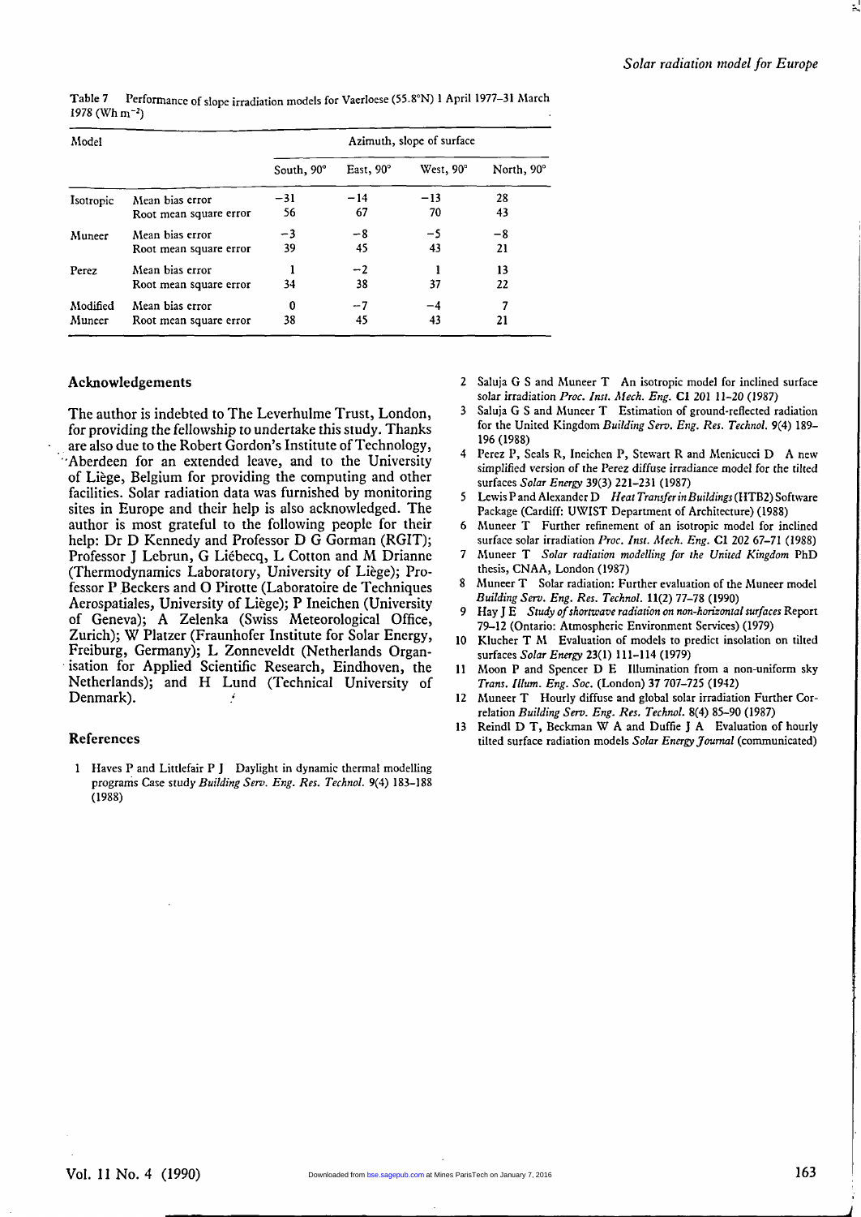Table 7 Performance of slope irradiation models for Vaerloese (55.8°N) 1 April 1977–31 March 1978 (Wh m$^{-2}$)

| Model | | Azimuth, slope of surface | | | |
|---|---|---|---|---|---|
| | | South, 90° | East, 90° | West, 90° | North, 90° |
| Isotropic | Mean bias error | −31 | −14 | −13 | 28 |
| | Root mean square error | 56 | 67 | 70 | 43 |
| Muneer | Mean bias error | −3 | −8 | −5 | −8 |
| | Root mean square error | 39 | 45 | 43 | 21 |
| Perez | Mean bias error | 1 | −2 | 1 | 13 |
| | Root mean square error | 34 | 38 | 37 | 22 |
| Modified Muneer | Mean bias error | 0 | −7 | −4 | 7 |
| | Root mean square error | 38 | 45 | 43 | 21 |

## Acknowledgements

The author is indebted to The Leverhulme Trust, London, for providing the fellowship to undertake this study. Thanks are also due to the Robert Gordon's Institute of Technology, Aberdeen for an extended leave, and to the University of Liège, Belgium for providing the computing and other facilities. Solar radiation data was furnished by monitoring sites in Europe and their help is also acknowledged. The author is most grateful to the following people for their help: Dr D Kennedy and Professor D G Gorman (RGIT); Professor J Lebrun, G Liébecq, L Cotton and M Drianne (Thermodynamics Laboratory, University of Liège); Professor P Beckers and O Pirotte (Laboratoire de Techniques Aerospatiales, University of Liège); P Ineichen (University of Geneva); A Zelenka (Swiss Meteorological Office, Zurich); W Platzer (Fraunhofer Institute for Solar Energy, Freiburg, Germany); L Zonneveldt (Netherlands Organisation for Applied Scientific Research, Eindhoven, the Netherlands); and H Lund (Technical University of Denmark).

## References

1. Haves P and Littlefair P J Daylight in dynamic thermal modelling programs Case study *Building Serv. Eng. Res. Technol.* 9(4) 183–188 (1988)
2. Saluja G S and Muneer T An isotropic model for inclined surface solar irradiation *Proc. Inst. Mech. Eng.* **C1** 201 11–20 (1987)
3. Saluja G S and Muneer T Estimation of ground-reflected radiation for the United Kingdom *Building Serv. Eng. Res. Technol.* 9(4) 189–196 (1988)
4. Perez P, Seals R, Ineichen P, Stewart R and Menicucci D A new simplified version of the Perez diffuse irradiance model for the tilted surfaces *Solar Energy* 39(3) 221–231 (1987)
5. Lewis P and Alexander D *Heat Transfer in Buildings* (HTB2) Software Package (Cardiff: UWIST Department of Architecture) (1988)
6. Muneer T Further refinement of an isotropic model for inclined surface solar irradiation *Proc. Inst. Mech. Eng.* **C1** 202 67–71 (1988)
7. Muneer T *Solar radiation modelling for the United Kingdom* PhD thesis, CNAA, London (1987)
8. Muneer T Solar radiation: Further evaluation of the Muneer model *Building Serv. Eng. Res. Technol.* 11(2) 77–78 (1990)
9. Hay J E *Study of shortwave radiation on non-horizontal surfaces* Report 79-12 (Ontario: Atmospheric Environment Services) (1979)
10. Klucher T M Evaluation of models to predict insolation on tilted surfaces *Solar Energy* 23(1) 111–114 (1979)
11. Moon P and Spencer D E Illumination from a non-uniform sky *Trans. Illum. Eng. Soc.* (London) 37 707–725 (1942)
12. Muneer T Hourly diffuse and global solar irradiation Further Correlation *Building Serv. Eng. Res. Technol.* 8(4) 85–90 (1987)
13. Reindl D T, Beckman W A and Duffie J A Evaluation of hourly tilted surface radiation models *Solar Energy Journal* (communicated)